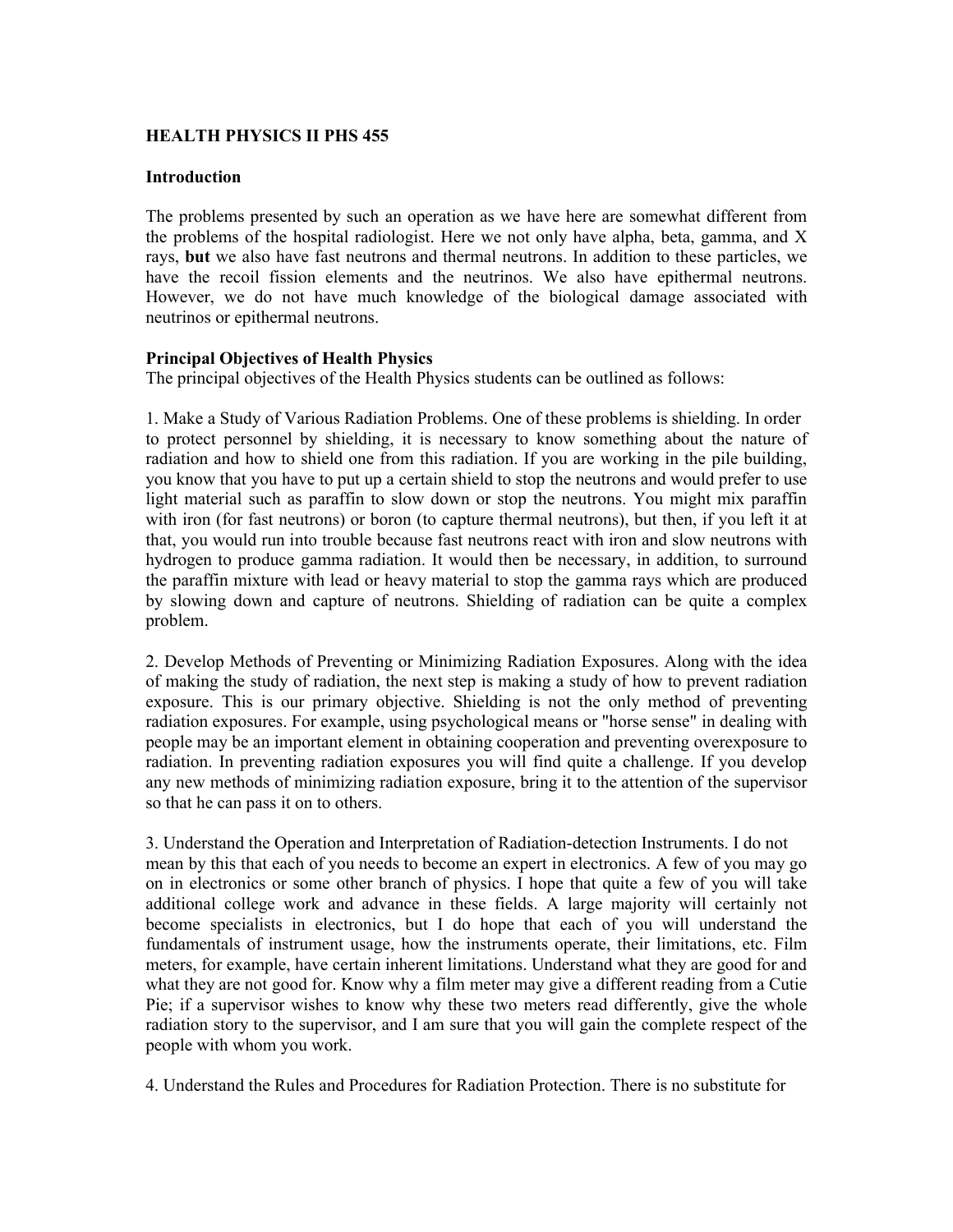**HEALTH PHYSICS II PHS 455**

**Introduction**

The problems presented by such an operation as we have here are somewhat different from the problems of the hospital radiologist. Here we not only have alpha, beta, gamma, and X rays, **but** we also have fast neutrons and thermal neutrons. In addition to these particles, we have the recoil fission elements and the neutrinos. We also have epithermal neutrons. However, we do not have much knowledge of the biological damage associated with neutrinos or epithermal neutrons.

**Principal Objectives of Health Physics**

The principal objectives of the Health Physics students can be outlined as follows:

1. Make a Study of Various Radiation Problems. One of these problems is shielding. In order to protect personnel by shielding, it is necessary to know something about the nature of radiation and how to shield one from this radiation. If you are working in the pile building, you know that you have to put up a certain shield to stop the neutrons and would prefer to use light material such as paraffin to slow down or stop the neutrons. You might mix paraffin with iron (for fast neutrons) or boron (to capture thermal neutrons), but then, if you left it at that, you would run into trouble because fast neutrons react with iron and slow neutrons with hydrogen to produce gamma radiation. It would then be necessary, in addition, to surround the paraffin mixture with lead or heavy material to stop the gamma rays which are produced by slowing down and capture of neutrons. Shielding of radiation can be quite a complex problem.

2. Develop Methods of Preventing or Minimizing Radiation Exposures. Along with the idea of making the study of radiation, the next step is making a study of how to prevent radiation exposure. This is our primary objective. Shielding is not the only method of preventing radiation exposures. For example, using psychological means or "horse sense" in dealing with people may be an important element in obtaining cooperation and preventing overexposure to radiation. In preventing radiation exposures you will find quite a challenge. If you develop any new methods of minimizing radiation exposure, bring it to the attention of the supervisor so that he can pass it on to others.

3. Understand the Operation and Interpretation of Radiation-detection Instruments. I do not mean by this that each of you needs to become an expert in electronics. A few of you may go on in electronics or some other branch of physics. I hope that quite a few of you will take additional college work and advance in these fields. A large majority will certainly not become specialists in electronics, but I do hope that each of you will understand the fundamentals of instrument usage, how the instruments operate, their limitations, etc. Film meters, for example, have certain inherent limitations. Understand what they are good for and what they are not good for. Know why a film meter may give a different reading from a Cutie Pie; if a supervisor wishes to know why these two meters read differently, give the whole radiation story to the supervisor, and I am sure that you will gain the complete respect of the people with whom you work.

4. Understand the Rules and Procedures for Radiation Protection. There is no substitute for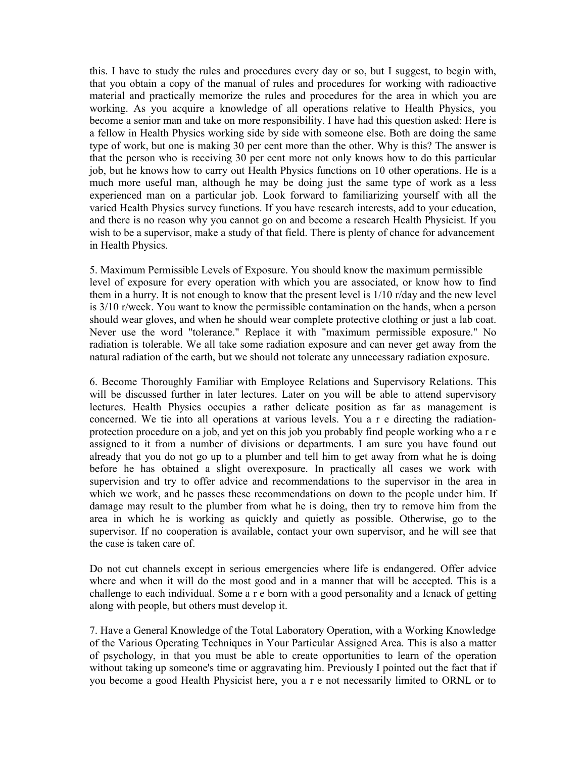this. I have to study the rules and procedures every day or so, but I suggest, to begin with, that you obtain a copy of the manual of rules and procedures for working with radioactive material and practically memorize the rules and procedures for the area in which you are working. As you acquire a knowledge of all operations relative to Health Physics, you become a senior man and take on more responsibility. I have had this question asked: Here is a fellow in Health Physics working side by side with someone else. Both are doing the same type of work, but one is making 30 per cent more than the other. Why is this? The answer is that the person who is receiving 30 per cent more not only knows how to do this particular job, but he knows how to carry out Health Physics functions on 10 other operations. He is a much more useful man, although he may be doing just the same type of work as a less experienced man on a particular job. Look forward to familiarizing yourself with all the varied Health Physics survey functions. If you have research interests, add to your education, and there is no reason why you cannot go on and become a research Health Physicist. If you wish to be a supervisor, make a study of that field. There is plenty of chance for advancement in Health Physics.

5. Maximum Permissible Levels of Exposure. You should know the maximum permissible level of exposure for every operation with which you are associated, or know how to find them in a hurry. It is not enough to know that the present level is 1/10 r/day and the new level is 3/10 r/week. You want to know the permissible contamination on the hands, when a person should wear gloves, and when he should wear complete protective clothing or just a lab coat. Never use the word "tolerance." Replace it with "maximum permissible exposure." No radiation is tolerable. We all take some radiation exposure and can never get away from the natural radiation of the earth, but we should not tolerate any unnecessary radiation exposure.

6. Become Thoroughly Familiar with Employee Relations and Supervisory Relations. This will be discussed further in later lectures. Later on you will be able to attend supervisory lectures. Health Physics occupies a rather delicate position as far as management is concerned. We tie into all operations at various levels. You a r e directing the radiation-protection procedure on a job, and yet on this job you probably find people working who a r e assigned to it from a number of divisions or departments. I am sure you have found out already that you do not go up to a plumber and tell him to get away from what he is doing before he has obtained a slight overexposure. In practically all cases we work with supervision and try to offer advice and recommendations to the supervisor in the area in which we work, and he passes these recommendations on down to the people under him. If damage may result to the plumber from what he is doing, then try to remove him from the area in which he is working as quickly and quietly as possible. Otherwise, go to the supervisor. If no cooperation is available, contact your own supervisor, and he will see that the case is taken care of.

Do not cut channels except in serious emergencies where life is endangered. Offer advice where and when it will do the most good and in a manner that will be accepted. This is a challenge to each individual. Some a r e born with a good personality and a Icnack of getting along with people, but others must develop it.

7. Have a General Knowledge of the Total Laboratory Operation, with a Working Knowledge of the Various Operating Techniques in Your Particular Assigned Area. This is also a matter of psychology, in that you must be able to create opportunities to learn of the operation without taking up someone's time or aggravating him. Previously I pointed out the fact that if you become a good Health Physicist here, you a r e not necessarily limited to ORNL or to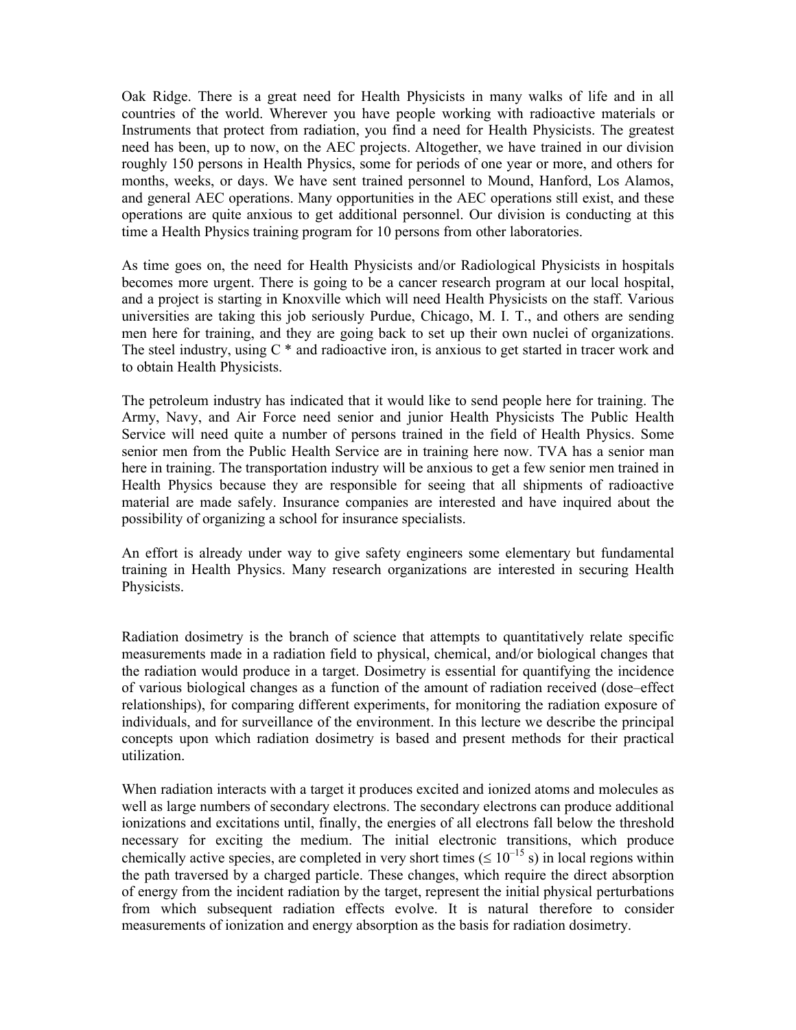Oak Ridge. There is a great need for Health Physicists in many walks of life and in all countries of the world. Wherever you have people working with radioactive materials or Instruments that protect from radiation, you find a need for Health Physicists. The greatest need has been, up to now, on the AEC projects. Altogether, we have trained in our division roughly 150 persons in Health Physics, some for periods of one year or more, and others for months, weeks, or days. We have sent trained personnel to Mound, Hanford, Los Alamos, and general AEC operations. Many opportunities in the AEC operations still exist, and these operations are quite anxious to get additional personnel. Our division is conducting at this time a Health Physics training program for 10 persons from other laboratories.

As time goes on, the need for Health Physicists and/or Radiological Physicists in hospitals becomes more urgent. There is going to be a cancer research program at our local hospital, and a project is starting in Knoxville which will need Health Physicists on the staff. Various universities are taking this job seriously Purdue, Chicago, M. I. T., and others are sending men here for training, and they are going back to set up their own nuclei of organizations. The steel industry, using C * and radioactive iron, is anxious to get started in tracer work and to obtain Health Physicists.

The petroleum industry has indicated that it would like to send people here for training. The Army, Navy, and Air Force need senior and junior Health Physicists The Public Health Service will need quite a number of persons trained in the field of Health Physics. Some senior men from the Public Health Service are in training here now. TVA has a senior man here in training. The transportation industry will be anxious to get a few senior men trained in Health Physics because they are responsible for seeing that all shipments of radioactive material are made safely. Insurance companies are interested and have inquired about the possibility of organizing a school for insurance specialists.

An effort is already under way to give safety engineers some elementary but fundamental training in Health Physics. Many research organizations are interested in securing Health Physicists.

Radiation dosimetry is the branch of science that attempts to quantitatively relate specific measurements made in a radiation field to physical, chemical, and/or biological changes that the radiation would produce in a target. Dosimetry is essential for quantifying the incidence of various biological changes as a function of the amount of radiation received (dose–effect relationships), for comparing different experiments, for monitoring the radiation exposure of individuals, and for surveillance of the environment. In this lecture we describe the principal concepts upon which radiation dosimetry is based and present methods for their practical utilization.

When radiation interacts with a target it produces excited and ionized atoms and molecules as well as large numbers of secondary electrons. The secondary electrons can produce additional ionizations and excitations until, finally, the energies of all electrons fall below the threshold necessary for exciting the medium. The initial electronic transitions, which produce chemically active species, are completed in very short times ($\leq 10^{-15}$ s) in local regions within the path traversed by a charged particle. These changes, which require the direct absorption of energy from the incident radiation by the target, represent the initial physical perturbations from which subsequent radiation effects evolve. It is natural therefore to consider measurements of ionization and energy absorption as the basis for radiation dosimetry.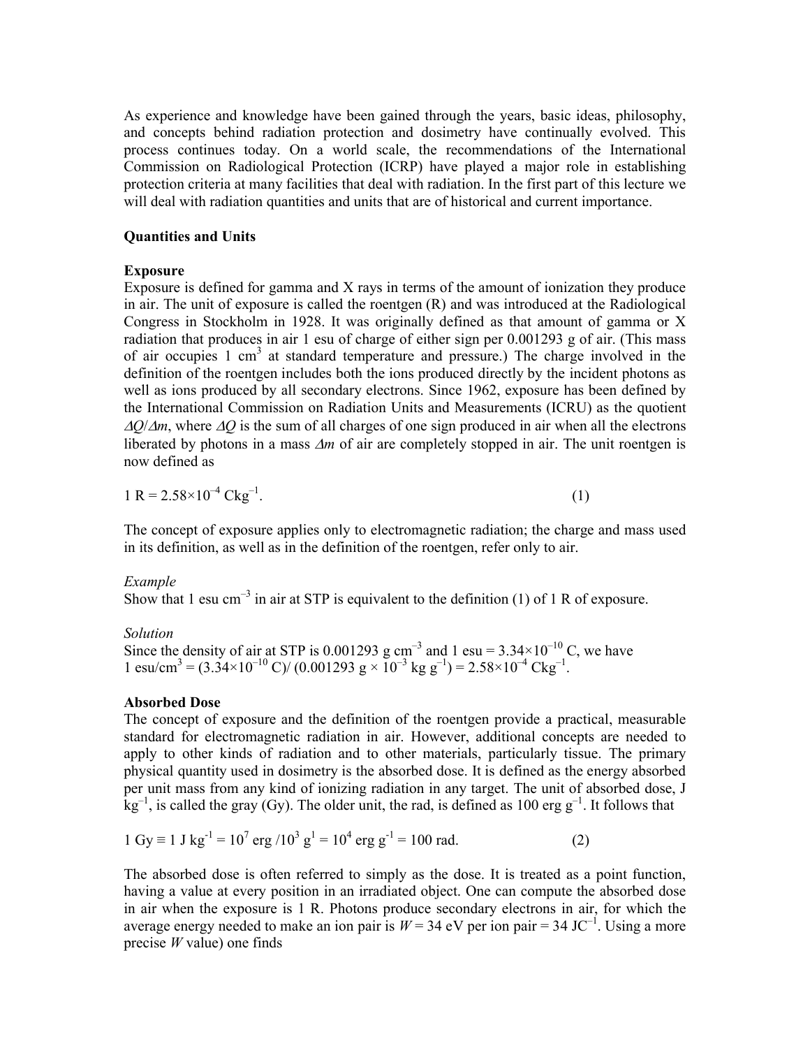As experience and knowledge have been gained through the years, basic ideas, philosophy, and concepts behind radiation protection and dosimetry have continually evolved. This process continues today. On a world scale, the recommendations of the International Commission on Radiological Protection (ICRP) have played a major role in establishing protection criteria at many facilities that deal with radiation. In the first part of this lecture we will deal with radiation quantities and units that are of historical and current importance.

## Quantities and Units

### Exposure

Exposure is defined for gamma and X rays in terms of the amount of ionization they produce in air. The unit of exposure is called the roentgen (R) and was introduced at the Radiological Congress in Stockholm in 1928. It was originally defined as that amount of gamma or X radiation that produces in air 1 esu of charge of either sign per 0.001293 g of air. (This mass of air occupies 1 $cm^3$ at standard temperature and pressure.) The charge involved in the definition of the roentgen includes both the ions produced directly by the incident photons as well as ions produced by all secondary electrons. Since 1962, exposure has been defined by the International Commission on Radiation Units and Measurements (ICRU) as the quotient $\Delta Q/\Delta m$, where $\Delta Q$ is the sum of all charges of one sign produced in air when all the electrons liberated by photons in a mass $\Delta m$ of air are completely stopped in air. The unit roentgen is now defined as

$$1 \text{ R} = 2.58\times10^{-4} \text{ Ckg}^{-1}. \quad (1)$$

The concept of exposure applies only to electromagnetic radiation; the charge and mass used in its definition, as well as in the definition of the roentgen, refer only to air.

*Example*

Show that 1 esu $cm^{-3}$ in air at STP is equivalent to the definition (1) of 1 R of exposure.

*Solution*

Since the density of air at STP is 0.001293 g $cm^{-3}$ and 1 esu = $3.34\times10^{-10}$ C, we have
1 esu/$cm^3$ = ($3.34\times10^{-10}$ C)/ (0.001293 g × $10^{-3}$ kg $g^{-1}$) = $2.58\times10^{-4}$ C$kg^{-1}$.

### Absorbed Dose

The concept of exposure and the definition of the roentgen provide a practical, measurable standard for electromagnetic radiation in air. However, additional concepts are needed to apply to other kinds of radiation and to other materials, particularly tissue. The primary physical quantity used in dosimetry is the absorbed dose. It is defined as the energy absorbed per unit mass from any kind of ionizing radiation in any target. The unit of absorbed dose, J $kg^{-1}$, is called the gray (Gy). The older unit, the rad, is defined as 100 erg $g^{-1}$. It follows that

$$1 \text{ Gy} \equiv 1 \text{ J kg}^{-1} = 10^7 \text{ erg} /10^3 \text{ g}^1 = 10^4 \text{ erg g}^{-1} = 100 \text{ rad}. \quad (2)$$

The absorbed dose is often referred to simply as the dose. It is treated as a point function, having a value at every position in an irradiated object. One can compute the absorbed dose in air when the exposure is 1 R. Photons produce secondary electrons in air, for which the average energy needed to make an ion pair is $W$ = 34 eV per ion pair = 34 J$C^{-1}$. Using a more precise $W$ value) one finds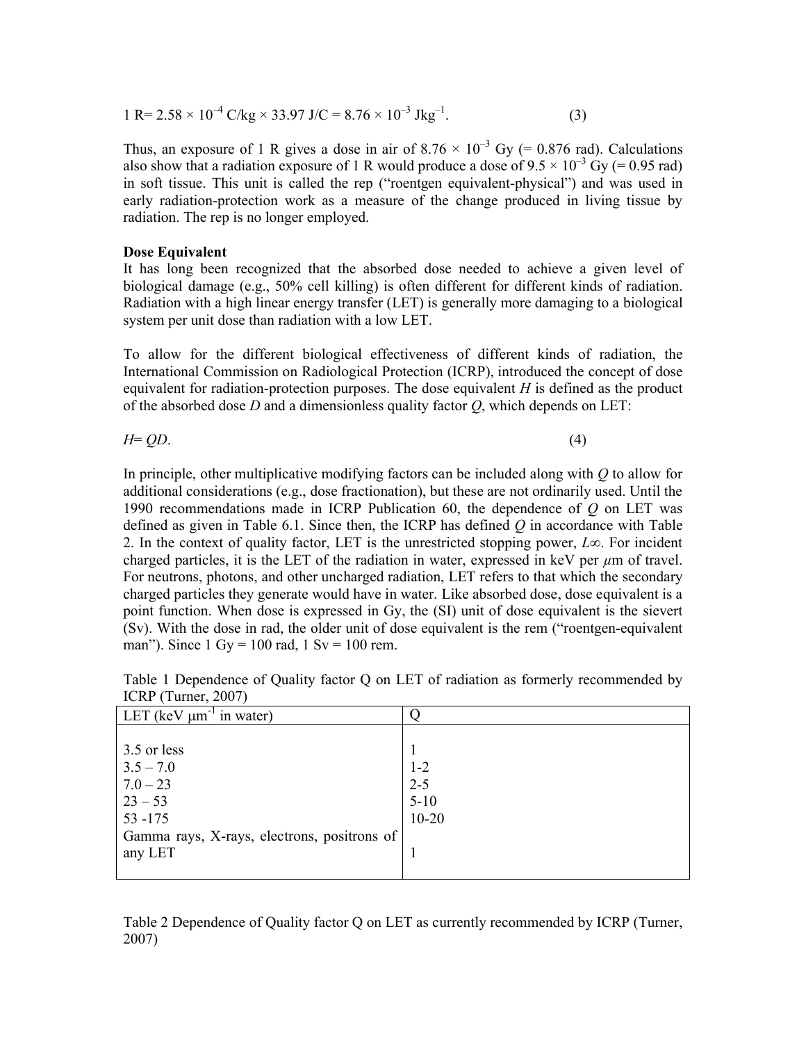$$1 \text{ R} = 2.58 \times 10^{-4} \text{ C/kg} \times 33.97 \text{ J/C} = 8.76 \times 10^{-3} \text{ Jkg}^{-1}. \quad (3)$$

Thus, an exposure of 1 R gives a dose in air of $8.76 \times 10^{-3}$ Gy (= 0.876 rad). Calculations also show that a radiation exposure of 1 R would produce a dose of $9.5 \times 10^{-3}$ Gy (= 0.95 rad) in soft tissue. This unit is called the rep ("roentgen equivalent-physical") and was used in early radiation-protection work as a measure of the change produced in living tissue by radiation. The rep is no longer employed.

**Dose Equivalent**

It has long been recognized that the absorbed dose needed to achieve a given level of biological damage (e.g., 50% cell killing) is often different for different kinds of radiation. Radiation with a high linear energy transfer (LET) is generally more damaging to a biological system per unit dose than radiation with a low LET.

To allow for the different biological effectiveness of different kinds of radiation, the International Commission on Radiological Protection (ICRP), introduced the concept of dose equivalent for radiation-protection purposes. The dose equivalent $H$ is defined as the product of the absorbed dose $D$ and a dimensionless quality factor $Q$, which depends on LET:

$$H = QD. \quad (4)$$

In principle, other multiplicative modifying factors can be included along with $Q$ to allow for additional considerations (e.g., dose fractionation), but these are not ordinarily used. Until the 1990 recommendations made in ICRP Publication 60, the dependence of $Q$ on LET was defined as given in Table 6.1. Since then, the ICRP has defined $Q$ in accordance with Table 2. In the context of quality factor, LET is the unrestricted stopping power, $L_\infty$. For incident charged particles, it is the LET of the radiation in water, expressed in keV per $\mu$m of travel. For neutrons, photons, and other uncharged radiation, LET refers to that which the secondary charged particles they generate would have in water. Like absorbed dose, dose equivalent is a point function. When dose is expressed in Gy, the (SI) unit of dose equivalent is the sievert (Sv). With the dose in rad, the older unit of dose equivalent is the rem ("roentgen-equivalent man"). Since 1 Gy = 100 rad, 1 Sv = 100 rem.

Table 1 Dependence of Quality factor Q on LET of radiation as formerly recommended by ICRP (Turner, 2007)

| LET (keV $\mu m^{-1}$ in water) | Q |
|---|---|
| 3.5 or less | 1 |
| 3.5 – 7.0 | 1-2 |
| 7.0 – 23 | 2-5 |
| 23 – 53 | 5-10 |
| 53 -175 | 10-20 |
| Gamma rays, X-rays, electrons, positrons of any LET | 1 |

Table 2 Dependence of Quality factor Q on LET as currently recommended by ICRP (Turner, 2007)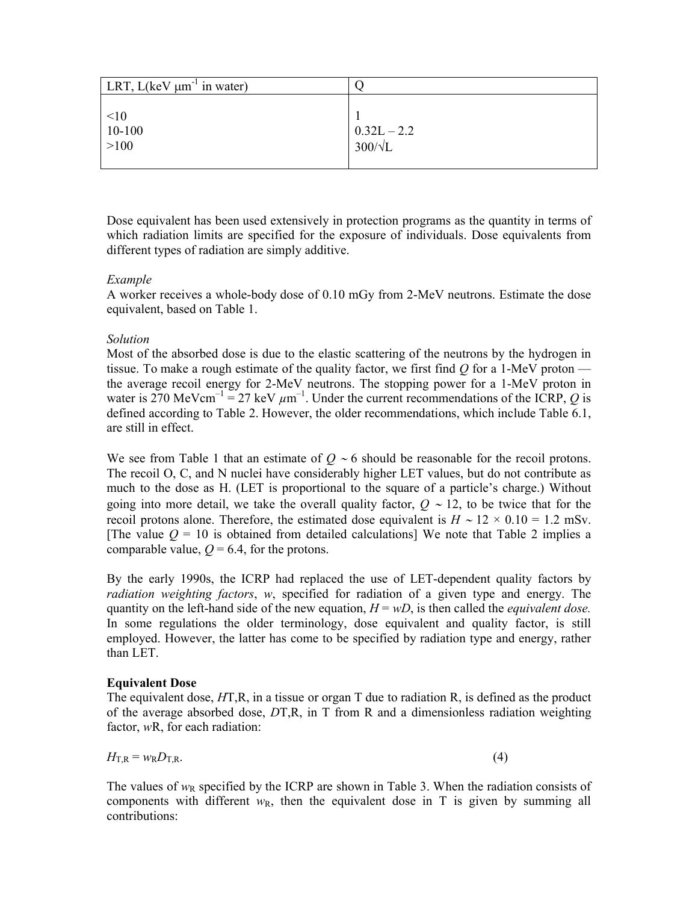| LRT, L(keV $\mu m^{-1}$ in water) | Q |
|---|---|
| <10 | 1 |
| 10-100 | 0.32L – 2.2 |
| >100 | $300/\sqrt{L}$ |

Dose equivalent has been used extensively in protection programs as the quantity in terms of which radiation limits are specified for the exposure of individuals. Dose equivalents from different types of radiation are simply additive.

*Example*

A worker receives a whole-body dose of 0.10 mGy from 2-MeV neutrons. Estimate the dose equivalent, based on Table 1.

*Solution*

Most of the absorbed dose is due to the elastic scattering of the neutrons by the hydrogen in tissue. To make a rough estimate of the quality factor, we first find $Q$ for a 1-MeV proton — the average recoil energy for 2-MeV neutrons. The stopping power for a 1-MeV proton in water is 270 $MeVcm^{-1}$ = 27 keV $\mu m^{-1}$. Under the current recommendations of the ICRP, $Q$ is defined according to Table 2. However, the older recommendations, which include Table 6.1, are still in effect.

We see from Table 1 that an estimate of $Q \sim 6$ should be reasonable for the recoil protons. The recoil O, C, and N nuclei have considerably higher LET values, but do not contribute as much to the dose as H. (LET is proportional to the square of a particle's charge.) Without going into more detail, we take the overall quality factor, $Q \sim 12$, to be twice that for the recoil protons alone. Therefore, the estimated dose equivalent is $H \sim 12 \times 0.10 = 1.2$ mSv. [The value $Q = 10$ is obtained from detailed calculations] We note that Table 2 implies a comparable value, $Q = 6.4$, for the protons.

By the early 1990s, the ICRP had replaced the use of LET-dependent quality factors by *radiation weighting factors*, *w*, specified for radiation of a given type and energy. The quantity on the left-hand side of the new equation, $H = wD$, is then called the *equivalent dose.* In some regulations the older terminology, dose equivalent and quality factor, is still employed. However, the latter has come to be specified by radiation type and energy, rather than LET.

**Equivalent Dose**

The equivalent dose, $H_{T,R}$, in a tissue or organ T due to radiation R, is defined as the product of the average absorbed dose, $D_{T,R}$, in T from R and a dimensionless radiation weighting factor, $w_R$, for each radiation:

$$H_{T,R} = w_R D_{T,R}. \qquad (4)$$

The values of $w_R$ specified by the ICRP are shown in Table 3. When the radiation consists of components with different $w_R$, then the equivalent dose in T is given by summing all contributions: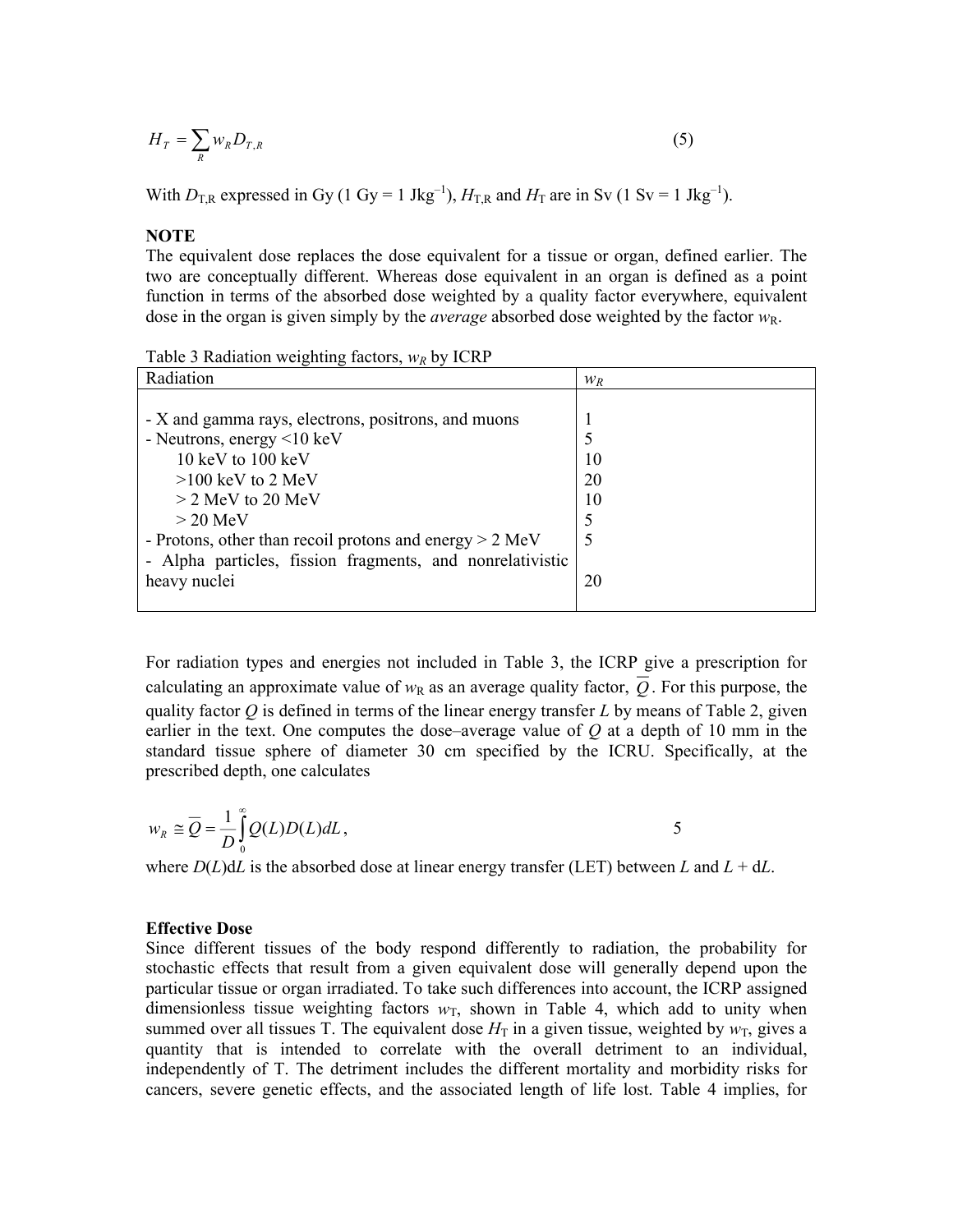$$H_T = \sum_R w_R D_{T,R} \tag{5}$$

With $D_{T,R}$ expressed in Gy (1 Gy = 1 $Jkg^{-1}$), $H_{T,R}$ and $H_T$ are in Sv (1 Sv = 1 $Jkg^{-1}$).

**NOTE**

The equivalent dose replaces the dose equivalent for a tissue or organ, defined earlier. The two are conceptually different. Whereas dose equivalent in an organ is defined as a point function in terms of the absorbed dose weighted by a quality factor everywhere, equivalent dose in the organ is given simply by the *average* absorbed dose weighted by the factor $w_R$.

Table 3 Radiation weighting factors, $w_R$ by ICRP

| Radiation | $w_R$ |
|---|---|
| - X and gamma rays, electrons, positrons, and muons | 1 |
| - Neutrons, energy <10 keV | 5 |
| 10 keV to 100 keV | 10 |
| >100 keV to 2 MeV | 20 |
| > 2 MeV to 20 MeV | 10 |
| > 20 MeV | 5 |
| - Protons, other than recoil protons and energy > 2 MeV | 5 |
| - Alpha particles, fission fragments, and nonrelativistic heavy nuclei | 20 |

For radiation types and energies not included in Table 3, the ICRP give a prescription for calculating an approximate value of $w_R$ as an average quality factor, $\overline{Q}$. For this purpose, the quality factor $Q$ is defined in terms of the linear energy transfer $L$ by means of Table 2, given earlier in the text. One computes the dose–average value of $Q$ at a depth of 10 mm in the standard tissue sphere of diameter 30 cm specified by the ICRU. Specifically, at the prescribed depth, one calculates

$$w_R \cong \overline{Q} = \frac{1}{D}\int_0^\infty Q(L)D(L)dL, \tag{5}$$

where $D(L)dL$ is the absorbed dose at linear energy transfer (LET) between $L$ and $L + dL$.

**Effective Dose**

Since different tissues of the body respond differently to radiation, the probability for stochastic effects that result from a given equivalent dose will generally depend upon the particular tissue or organ irradiated. To take such differences into account, the ICRP assigned dimensionless tissue weighting factors $w_T$, shown in Table 4, which add to unity when summed over all tissues T. The equivalent dose $H_T$ in a given tissue, weighted by $w_T$, gives a quantity that is intended to correlate with the overall detriment to an individual, independently of T. The detriment includes the different mortality and morbidity risks for cancers, severe genetic effects, and the associated length of life lost. Table 4 implies, for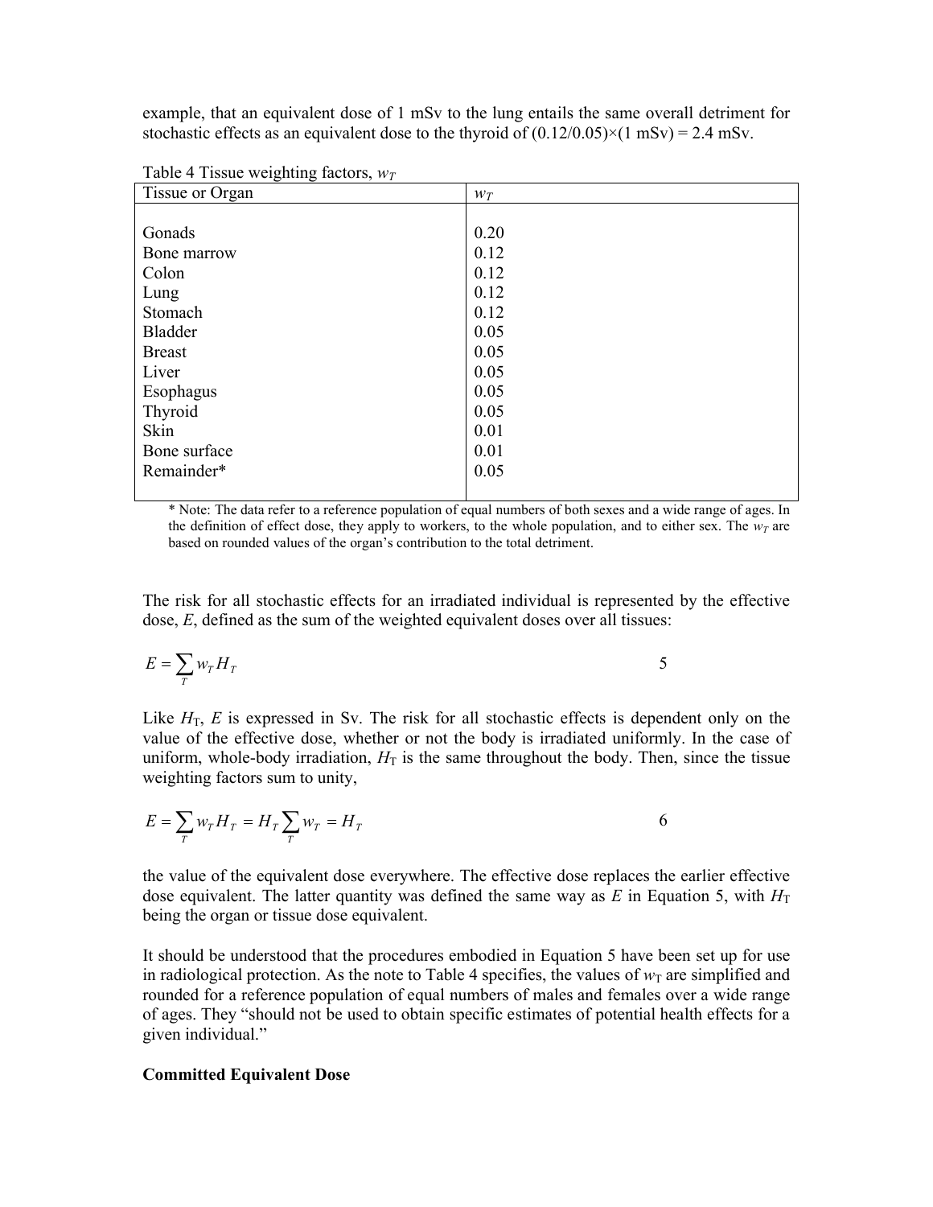example, that an equivalent dose of 1 mSv to the lung entails the same overall detriment for stochastic effects as an equivalent dose to the thyroid of (0.12/0.05)×(1 mSv) = 2.4 mSv.

Table 4 Tissue weighting factors, $w_T$

| Tissue or Organ | $w_T$ |
|---|---|
| Gonads | 0.20 |
| Bone marrow | 0.12 |
| Colon | 0.12 |
| Lung | 0.12 |
| Stomach | 0.12 |
| Bladder | 0.05 |
| Breast | 0.05 |
| Liver | 0.05 |
| Esophagus | 0.05 |
| Thyroid | 0.05 |
| Skin | 0.01 |
| Bone surface | 0.01 |
| Remainder* | 0.05 |

\* Note: The data refer to a reference population of equal numbers of both sexes and a wide range of ages. In the definition of effect dose, they apply to workers, to the whole population, and to either sex. The $w_T$ are based on rounded values of the organ's contribution to the total detriment.

The risk for all stochastic effects for an irradiated individual is represented by the effective dose, $E$, defined as the sum of the weighted equivalent doses over all tissues:

$$E = \sum_T w_T H_T \tag{5}$$

Like $H_T$, $E$ is expressed in Sv. The risk for all stochastic effects is dependent only on the value of the effective dose, whether or not the body is irradiated uniformly. In the case of uniform, whole-body irradiation, $H_T$ is the same throughout the body. Then, since the tissue weighting factors sum to unity,

$$E = \sum_T w_T H_T = H_T \sum_T w_T = H_T \tag{6}$$

the value of the equivalent dose everywhere. The effective dose replaces the earlier effective dose equivalent. The latter quantity was defined the same way as $E$ in Equation 5, with $H_T$ being the organ or tissue dose equivalent.

It should be understood that the procedures embodied in Equation 5 have been set up for use in radiological protection. As the note to Table 4 specifies, the values of $w_T$ are simplified and rounded for a reference population of equal numbers of males and females over a wide range of ages. They "should not be used to obtain specific estimates of potential health effects for a given individual."

**Committed Equivalent Dose**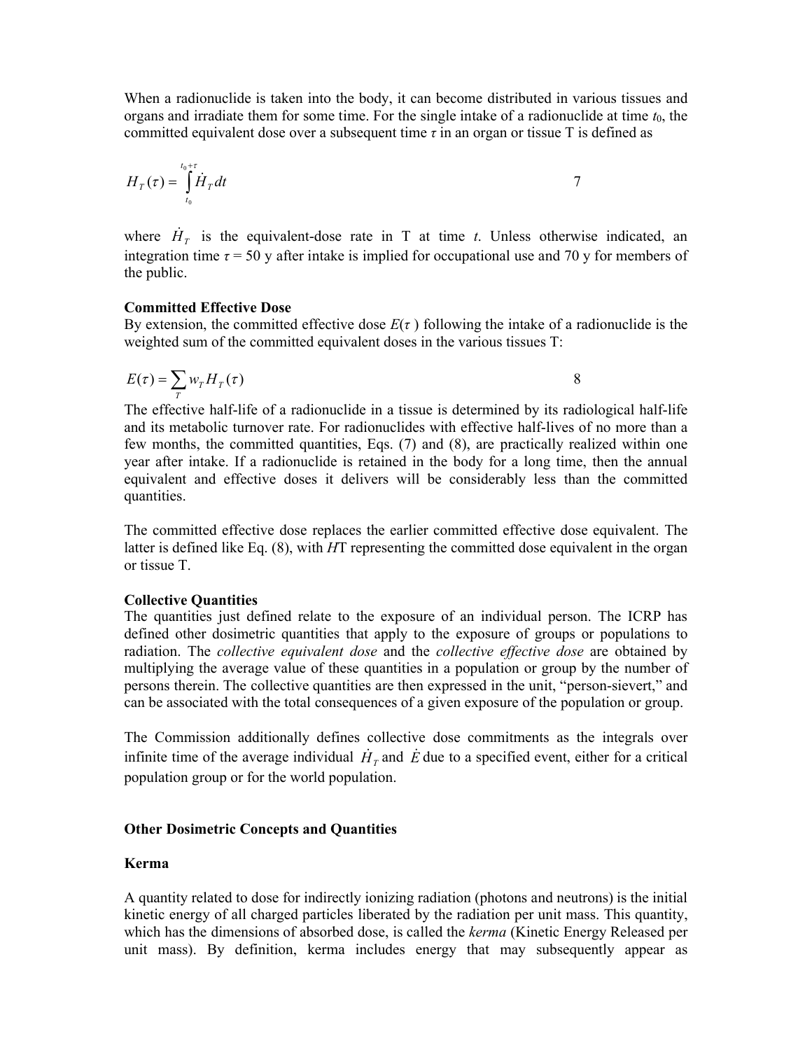When a radionuclide is taken into the body, it can become distributed in various tissues and organs and irradiate them for some time. For the single intake of a radionuclide at time $t_0$, the committed equivalent dose over a subsequent time $\tau$ in an organ or tissue T is defined as

$$H_T(\tau) = \int_{t_0}^{t_0+\tau} \dot{H}_T dt \qquad 7$$

where $\dot{H}_T$ is the equivalent-dose rate in T at time $t$. Unless otherwise indicated, an integration time $\tau = 50$ y after intake is implied for occupational use and 70 y for members of the public.

**Committed Effective Dose**

By extension, the committed effective dose $E(\tau)$ following the intake of a radionuclide is the weighted sum of the committed equivalent doses in the various tissues T:

$$E(\tau) = \sum_T w_T H_T(\tau) \qquad 8$$

The effective half-life of a radionuclide in a tissue is determined by its radiological half-life and its metabolic turnover rate. For radionuclides with effective half-lives of no more than a few months, the committed quantities, Eqs. (7) and (8), are practically realized within one year after intake. If a radionuclide is retained in the body for a long time, then the annual equivalent and effective doses it delivers will be considerably less than the committed quantities.

The committed effective dose replaces the earlier committed effective dose equivalent. The latter is defined like Eq. (8), with $H$T representing the committed dose equivalent in the organ or tissue T.

**Collective Quantities**

The quantities just defined relate to the exposure of an individual person. The ICRP has defined other dosimetric quantities that apply to the exposure of groups or populations to radiation. The *collective equivalent dose* and the *collective effective dose* are obtained by multiplying the average value of these quantities in a population or group by the number of persons therein. The collective quantities are then expressed in the unit, "person-sievert," and can be associated with the total consequences of a given exposure of the population or group.

The Commission additionally defines collective dose commitments as the integrals over infinite time of the average individual $\dot{H}_T$ and $\dot{E}$ due to a specified event, either for a critical population group or for the world population.

**Other Dosimetric Concepts and Quantities**

**Kerma**

A quantity related to dose for indirectly ionizing radiation (photons and neutrons) is the initial kinetic energy of all charged particles liberated by the radiation per unit mass. This quantity, which has the dimensions of absorbed dose, is called the *kerma* (Kinetic Energy Released per unit mass). By definition, kerma includes energy that may subsequently appear as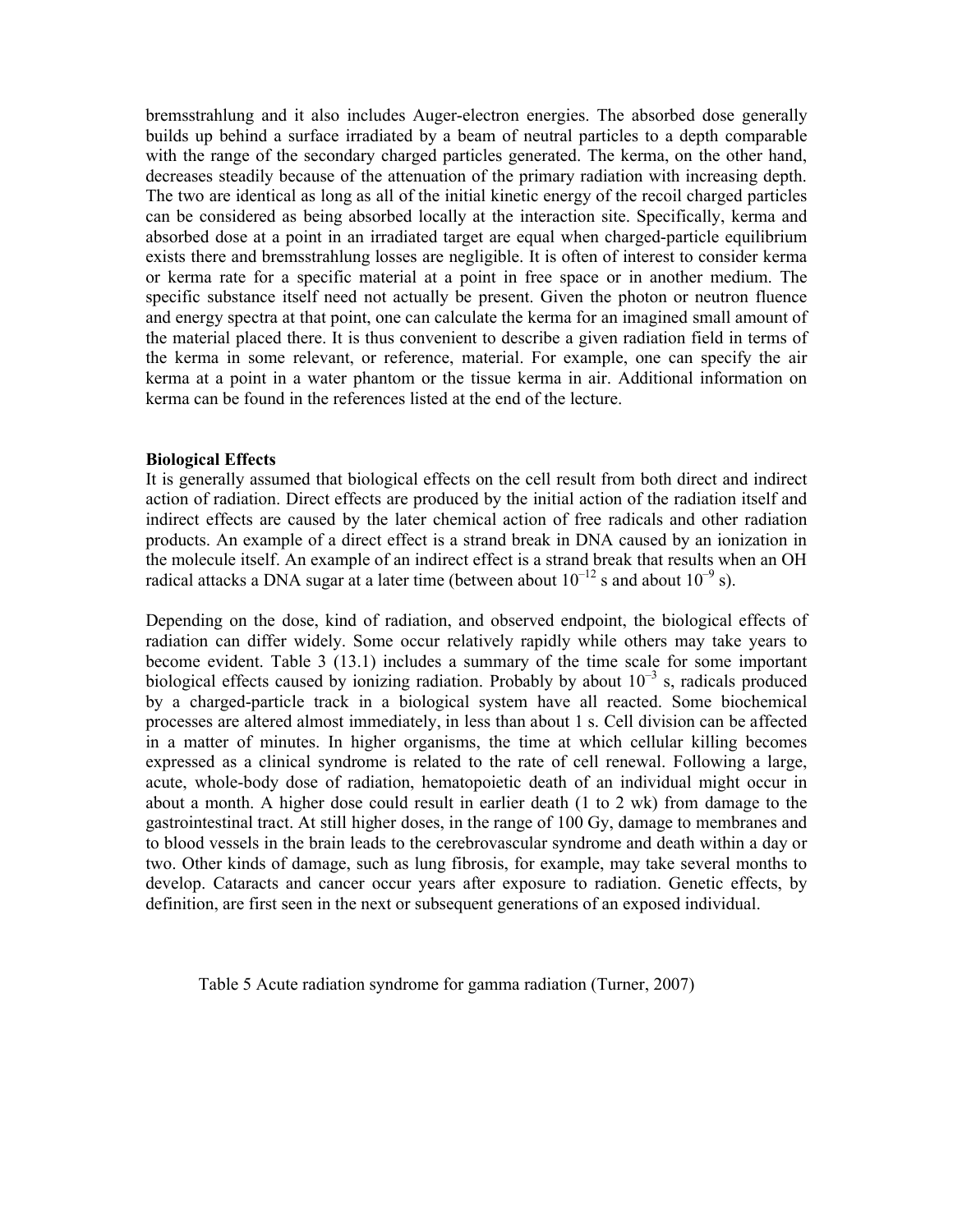bremsstrahlung and it also includes Auger-electron energies. The absorbed dose generally builds up behind a surface irradiated by a beam of neutral particles to a depth comparable with the range of the secondary charged particles generated. The kerma, on the other hand, decreases steadily because of the attenuation of the primary radiation with increasing depth. The two are identical as long as all of the initial kinetic energy of the recoil charged particles can be considered as being absorbed locally at the interaction site. Specifically, kerma and absorbed dose at a point in an irradiated target are equal when charged-particle equilibrium exists there and bremsstrahlung losses are negligible. It is often of interest to consider kerma or kerma rate for a specific material at a point in free space or in another medium. The specific substance itself need not actually be present. Given the photon or neutron fluence and energy spectra at that point, one can calculate the kerma for an imagined small amount of the material placed there. It is thus convenient to describe a given radiation field in terms of the kerma in some relevant, or reference, material. For example, one can specify the air kerma at a point in a water phantom or the tissue kerma in air. Additional information on kerma can be found in the references listed at the end of the lecture.

**Biological Effects**

It is generally assumed that biological effects on the cell result from both direct and indirect action of radiation. Direct effects are produced by the initial action of the radiation itself and indirect effects are caused by the later chemical action of free radicals and other radiation products. An example of a direct effect is a strand break in DNA caused by an ionization in the molecule itself. An example of an indirect effect is a strand break that results when an OH radical attacks a DNA sugar at a later time (between about $10^{-12}$ s and about $10^{-9}$ s).

Depending on the dose, kind of radiation, and observed endpoint, the biological effects of radiation can differ widely. Some occur relatively rapidly while others may take years to become evident. Table 3 (13.1) includes a summary of the time scale for some important biological effects caused by ionizing radiation. Probably by about $10^{-3}$ s, radicals produced by a charged-particle track in a biological system have all reacted. Some biochemical processes are altered almost immediately, in less than about 1 s. Cell division can be affected in a matter of minutes. In higher organisms, the time at which cellular killing becomes expressed as a clinical syndrome is related to the rate of cell renewal. Following a large, acute, whole-body dose of radiation, hematopoietic death of an individual might occur in about a month. A higher dose could result in earlier death (1 to 2 wk) from damage to the gastrointestinal tract. At still higher doses, in the range of 100 Gy, damage to membranes and to blood vessels in the brain leads to the cerebrovascular syndrome and death within a day or two. Other kinds of damage, such as lung fibrosis, for example, may take several months to develop. Cataracts and cancer occur years after exposure to radiation. Genetic effects, by definition, are first seen in the next or subsequent generations of an exposed individual.

Table 5 Acute radiation syndrome for gamma radiation (Turner, 2007)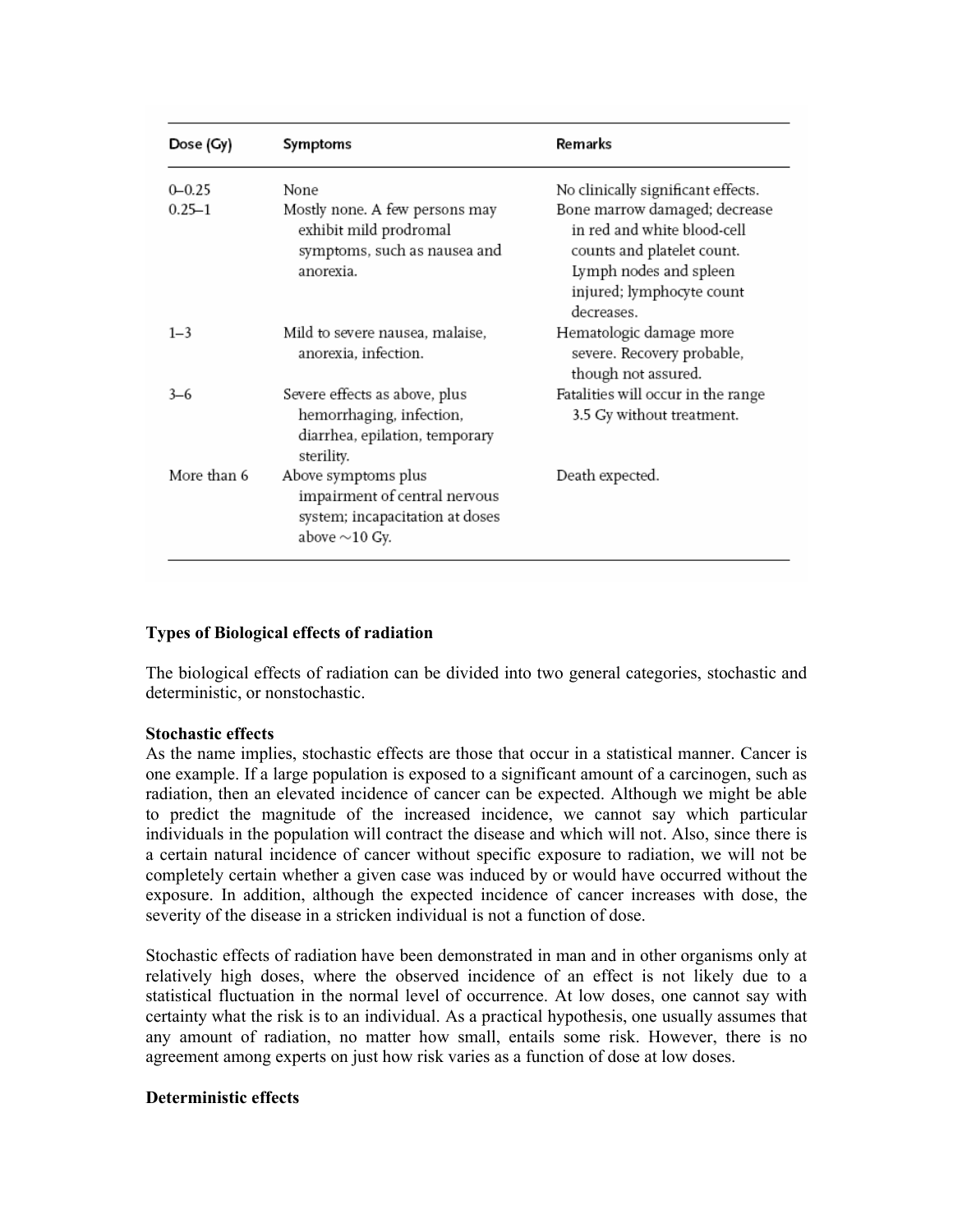| Dose (Gy) | Symptoms | Remarks |
|---|---|---|
| 0–0.25 | None | No clinically significant effects. |
| 0.25–1 | Mostly none. A few persons may exhibit mild prodromal symptoms, such as nausea and anorexia. | Bone marrow damaged; decrease in red and white blood-cell counts and platelet count. Lymph nodes and spleen injured; lymphocyte count decreases. |
| 1–3 | Mild to severe nausea, malaise, anorexia, infection. | Hematologic damage more severe. Recovery probable, though not assured. |
| 3–6 | Severe effects as above, plus hemorrhaging, infection, diarrhea, epilation, temporary sterility. | Fatalities will occur in the range 3.5 Gy without treatment. |
| More than 6 | Above symptoms plus impairment of central nervous system; incapacitation at doses above ~10 Gy. | Death expected. |

**Types of Biological effects of radiation**

The biological effects of radiation can be divided into two general categories, stochastic and deterministic, or nonstochastic.

**Stochastic effects**

As the name implies, stochastic effects are those that occur in a statistical manner. Cancer is one example. If a large population is exposed to a significant amount of a carcinogen, such as radiation, then an elevated incidence of cancer can be expected. Although we might be able to predict the magnitude of the increased incidence, we cannot say which particular individuals in the population will contract the disease and which will not. Also, since there is a certain natural incidence of cancer without specific exposure to radiation, we will not be completely certain whether a given case was induced by or would have occurred without the exposure. In addition, although the expected incidence of cancer increases with dose, the severity of the disease in a stricken individual is not a function of dose.

Stochastic effects of radiation have been demonstrated in man and in other organisms only at relatively high doses, where the observed incidence of an effect is not likely due to a statistical fluctuation in the normal level of occurrence. At low doses, one cannot say with certainty what the risk is to an individual. As a practical hypothesis, one usually assumes that any amount of radiation, no matter how small, entails some risk. However, there is no agreement among experts on just how risk varies as a function of dose at low doses.

**Deterministic effects**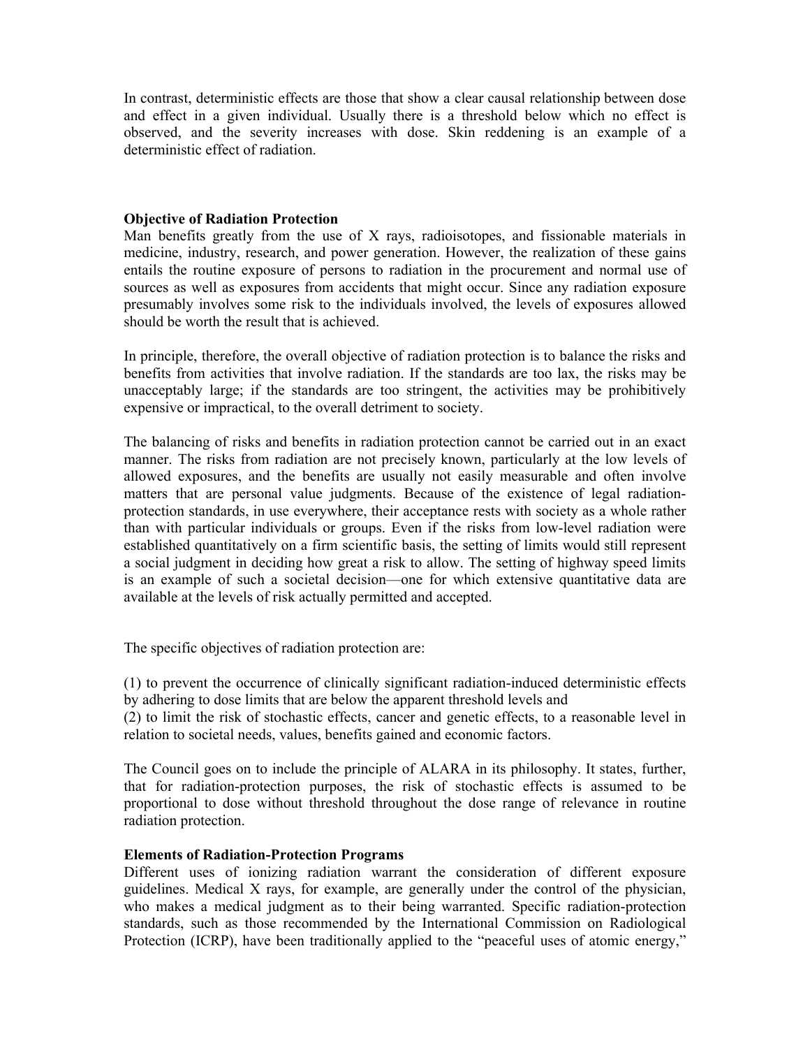In contrast, deterministic effects are those that show a clear causal relationship between dose and effect in a given individual. Usually there is a threshold below which no effect is observed, and the severity increases with dose. Skin reddening is an example of a deterministic effect of radiation.

**Objective of Radiation Protection**

Man benefits greatly from the use of X rays, radioisotopes, and fissionable materials in medicine, industry, research, and power generation. However, the realization of these gains entails the routine exposure of persons to radiation in the procurement and normal use of sources as well as exposures from accidents that might occur. Since any radiation exposure presumably involves some risk to the individuals involved, the levels of exposures allowed should be worth the result that is achieved.

In principle, therefore, the overall objective of radiation protection is to balance the risks and benefits from activities that involve radiation. If the standards are too lax, the risks may be unacceptably large; if the standards are too stringent, the activities may be prohibitively expensive or impractical, to the overall detriment to society.

The balancing of risks and benefits in radiation protection cannot be carried out in an exact manner. The risks from radiation are not precisely known, particularly at the low levels of allowed exposures, and the benefits are usually not easily measurable and often involve matters that are personal value judgments. Because of the existence of legal radiation-protection standards, in use everywhere, their acceptance rests with society as a whole rather than with particular individuals or groups. Even if the risks from low-level radiation were established quantitatively on a firm scientific basis, the setting of limits would still represent a social judgment in deciding how great a risk to allow. The setting of highway speed limits is an example of such a societal decision—one for which extensive quantitative data are available at the levels of risk actually permitted and accepted.

The specific objectives of radiation protection are:

(1) to prevent the occurrence of clinically significant radiation-induced deterministic effects by adhering to dose limits that are below the apparent threshold levels and
(2) to limit the risk of stochastic effects, cancer and genetic effects, to a reasonable level in relation to societal needs, values, benefits gained and economic factors.

The Council goes on to include the principle of ALARA in its philosophy. It states, further, that for radiation-protection purposes, the risk of stochastic effects is assumed to be proportional to dose without threshold throughout the dose range of relevance in routine radiation protection.

**Elements of Radiation-Protection Programs**

Different uses of ionizing radiation warrant the consideration of different exposure guidelines. Medical X rays, for example, are generally under the control of the physician, who makes a medical judgment as to their being warranted. Specific radiation-protection standards, such as those recommended by the International Commission on Radiological Protection (ICRP), have been traditionally applied to the "peaceful uses of atomic energy,"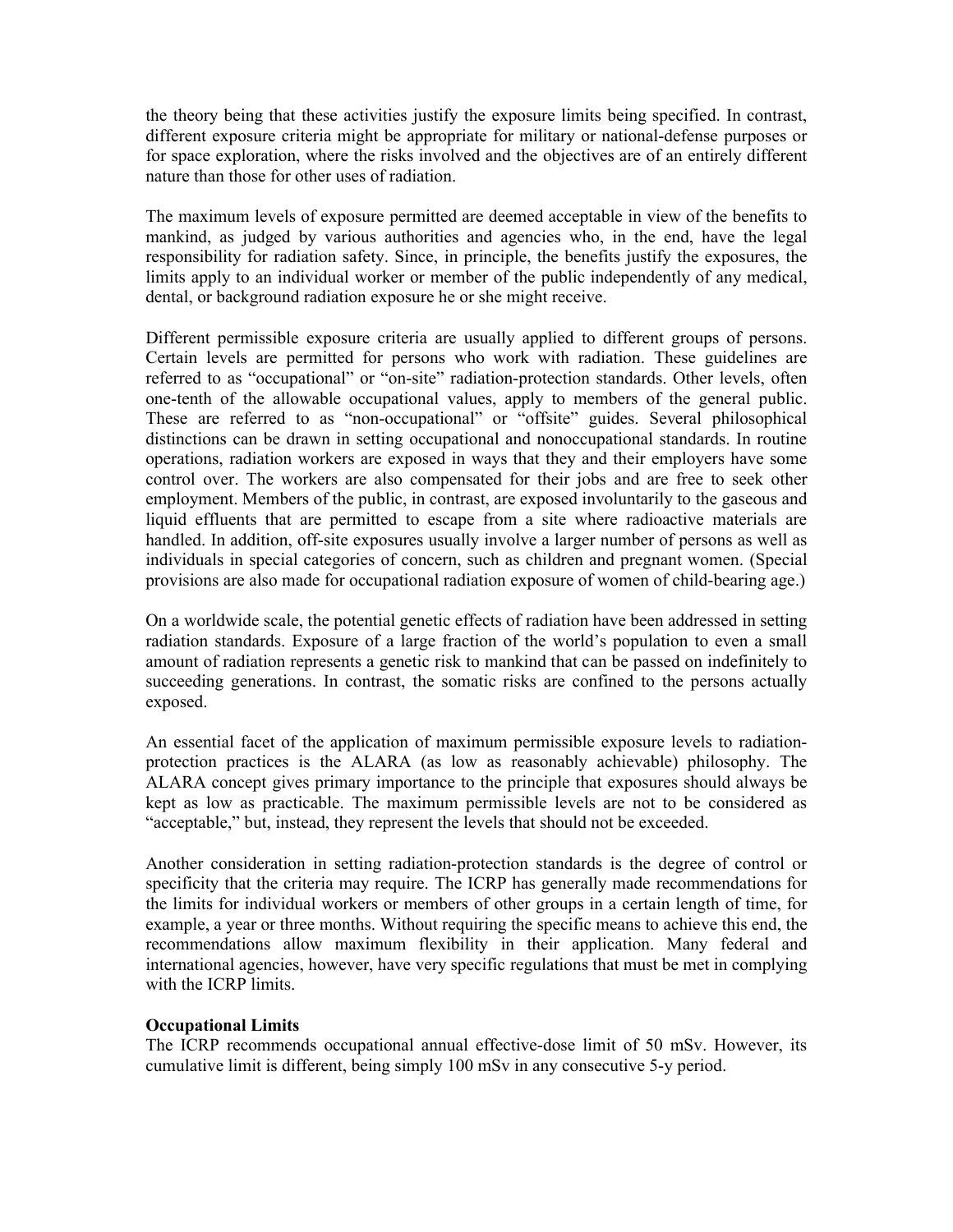the theory being that these activities justify the exposure limits being specified. In contrast, different exposure criteria might be appropriate for military or national-defense purposes or for space exploration, where the risks involved and the objectives are of an entirely different nature than those for other uses of radiation.

The maximum levels of exposure permitted are deemed acceptable in view of the benefits to mankind, as judged by various authorities and agencies who, in the end, have the legal responsibility for radiation safety. Since, in principle, the benefits justify the exposures, the limits apply to an individual worker or member of the public independently of any medical, dental, or background radiation exposure he or she might receive.

Different permissible exposure criteria are usually applied to different groups of persons. Certain levels are permitted for persons who work with radiation. These guidelines are referred to as "occupational" or "on-site" radiation-protection standards. Other levels, often one-tenth of the allowable occupational values, apply to members of the general public. These are referred to as "non-occupational" or "offsite" guides. Several philosophical distinctions can be drawn in setting occupational and nonoccupational standards. In routine operations, radiation workers are exposed in ways that they and their employers have some control over. The workers are also compensated for their jobs and are free to seek other employment. Members of the public, in contrast, are exposed involuntarily to the gaseous and liquid effluents that are permitted to escape from a site where radioactive materials are handled. In addition, off-site exposures usually involve a larger number of persons as well as individuals in special categories of concern, such as children and pregnant women. (Special provisions are also made for occupational radiation exposure of women of child-bearing age.)

On a worldwide scale, the potential genetic effects of radiation have been addressed in setting radiation standards. Exposure of a large fraction of the world's population to even a small amount of radiation represents a genetic risk to mankind that can be passed on indefinitely to succeeding generations. In contrast, the somatic risks are confined to the persons actually exposed.

An essential facet of the application of maximum permissible exposure levels to radiation-protection practices is the ALARA (as low as reasonably achievable) philosophy. The ALARA concept gives primary importance to the principle that exposures should always be kept as low as practicable. The maximum permissible levels are not to be considered as "acceptable," but, instead, they represent the levels that should not be exceeded.

Another consideration in setting radiation-protection standards is the degree of control or specificity that the criteria may require. The ICRP has generally made recommendations for the limits for individual workers or members of other groups in a certain length of time, for example, a year or three months. Without requiring the specific means to achieve this end, the recommendations allow maximum flexibility in their application. Many federal and international agencies, however, have very specific regulations that must be met in complying with the ICRP limits.

**Occupational Limits**

The ICRP recommends occupational annual effective-dose limit of 50 mSv. However, its cumulative limit is different, being simply 100 mSv in any consecutive 5-y period.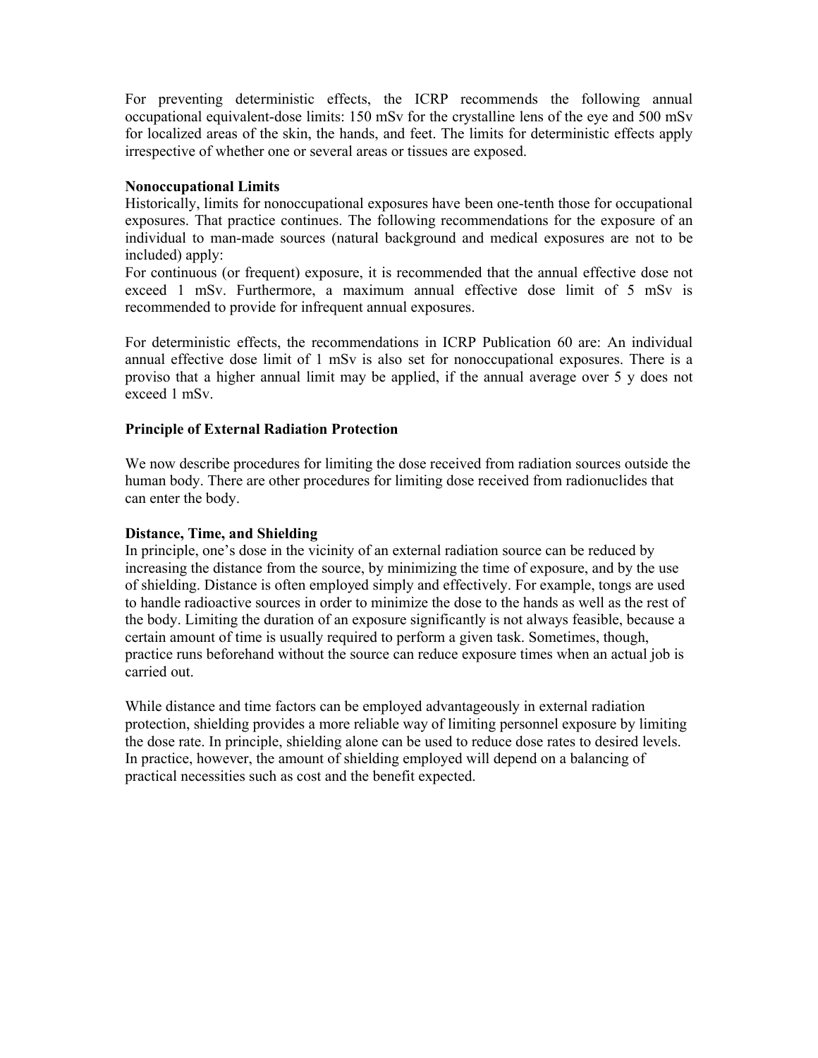For preventing deterministic effects, the ICRP recommends the following annual occupational equivalent-dose limits: 150 mSv for the crystalline lens of the eye and 500 mSv for localized areas of the skin, the hands, and feet. The limits for deterministic effects apply irrespective of whether one or several areas or tissues are exposed.

**Nonoccupational Limits**

Historically, limits for nonoccupational exposures have been one-tenth those for occupational exposures. That practice continues. The following recommendations for the exposure of an individual to man-made sources (natural background and medical exposures are not to be included) apply:

For continuous (or frequent) exposure, it is recommended that the annual effective dose not exceed 1 mSv. Furthermore, a maximum annual effective dose limit of 5 mSv is recommended to provide for infrequent annual exposures.

For deterministic effects, the recommendations in ICRP Publication 60 are: An individual annual effective dose limit of 1 mSv is also set for nonoccupational exposures. There is a proviso that a higher annual limit may be applied, if the annual average over 5 y does not exceed 1 mSv.

**Principle of External Radiation Protection**

We now describe procedures for limiting the dose received from radiation sources outside the human body. There are other procedures for limiting dose received from radionuclides that can enter the body.

**Distance, Time, and Shielding**

In principle, one's dose in the vicinity of an external radiation source can be reduced by increasing the distance from the source, by minimizing the time of exposure, and by the use of shielding. Distance is often employed simply and effectively. For example, tongs are used to handle radioactive sources in order to minimize the dose to the hands as well as the rest of the body. Limiting the duration of an exposure significantly is not always feasible, because a certain amount of time is usually required to perform a given task. Sometimes, though, practice runs beforehand without the source can reduce exposure times when an actual job is carried out.

While distance and time factors can be employed advantageously in external radiation protection, shielding provides a more reliable way of limiting personnel exposure by limiting the dose rate. In principle, shielding alone can be used to reduce dose rates to desired levels. In practice, however, the amount of shielding employed will depend on a balancing of practical necessities such as cost and the benefit expected.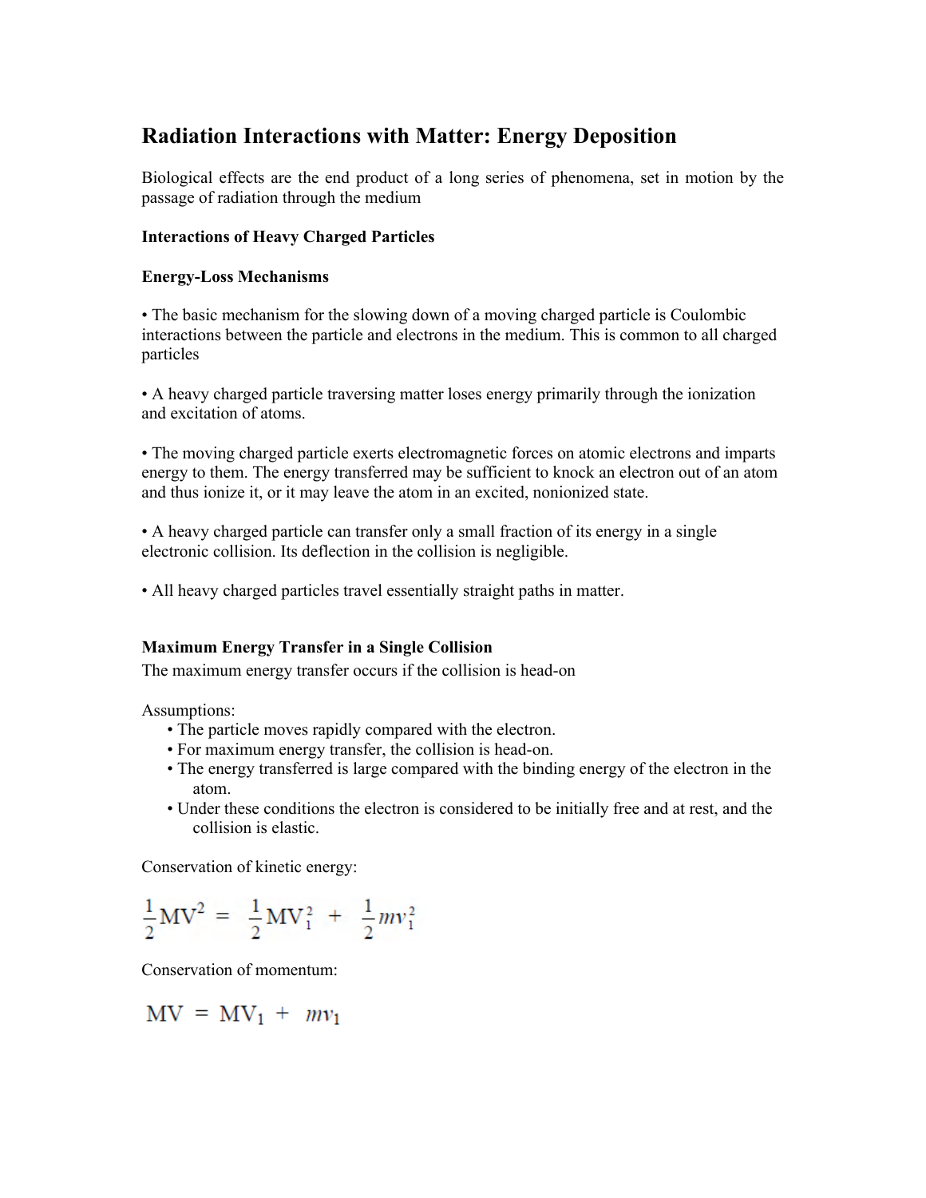# Radiation Interactions with Matter: Energy Deposition

Biological effects are the end product of a long series of phenomena, set in motion by the passage of radiation through the medium

### Interactions of Heavy Charged Particles

#### Energy-Loss Mechanisms

• The basic mechanism for the slowing down of a moving charged particle is Coulombic interactions between the particle and electrons in the medium. This is common to all charged particles

• A heavy charged particle traversing matter loses energy primarily through the ionization and excitation of atoms.

• The moving charged particle exerts electromagnetic forces on atomic electrons and imparts energy to them. The energy transferred may be sufficient to knock an electron out of an atom and thus ionize it, or it may leave the atom in an excited, nonionized state.

• A heavy charged particle can transfer only a small fraction of its energy in a single electronic collision. Its deflection in the collision is negligible.

• All heavy charged particles travel essentially straight paths in matter.

#### Maximum Energy Transfer in a Single Collision

The maximum energy transfer occurs if the collision is head-on

Assumptions:

- The particle moves rapidly compared with the electron.
- For maximum energy transfer, the collision is head-on.
- The energy transferred is large compared with the binding energy of the electron in the atom.
- Under these conditions the electron is considered to be initially free and at rest, and the collision is elastic.

Conservation of kinetic energy:

$$\frac{1}{2}MV^2 = \frac{1}{2}MV_1^2 + \frac{1}{2}mv_1^2$$

Conservation of momentum:

$$MV = MV_1 + mv_1$$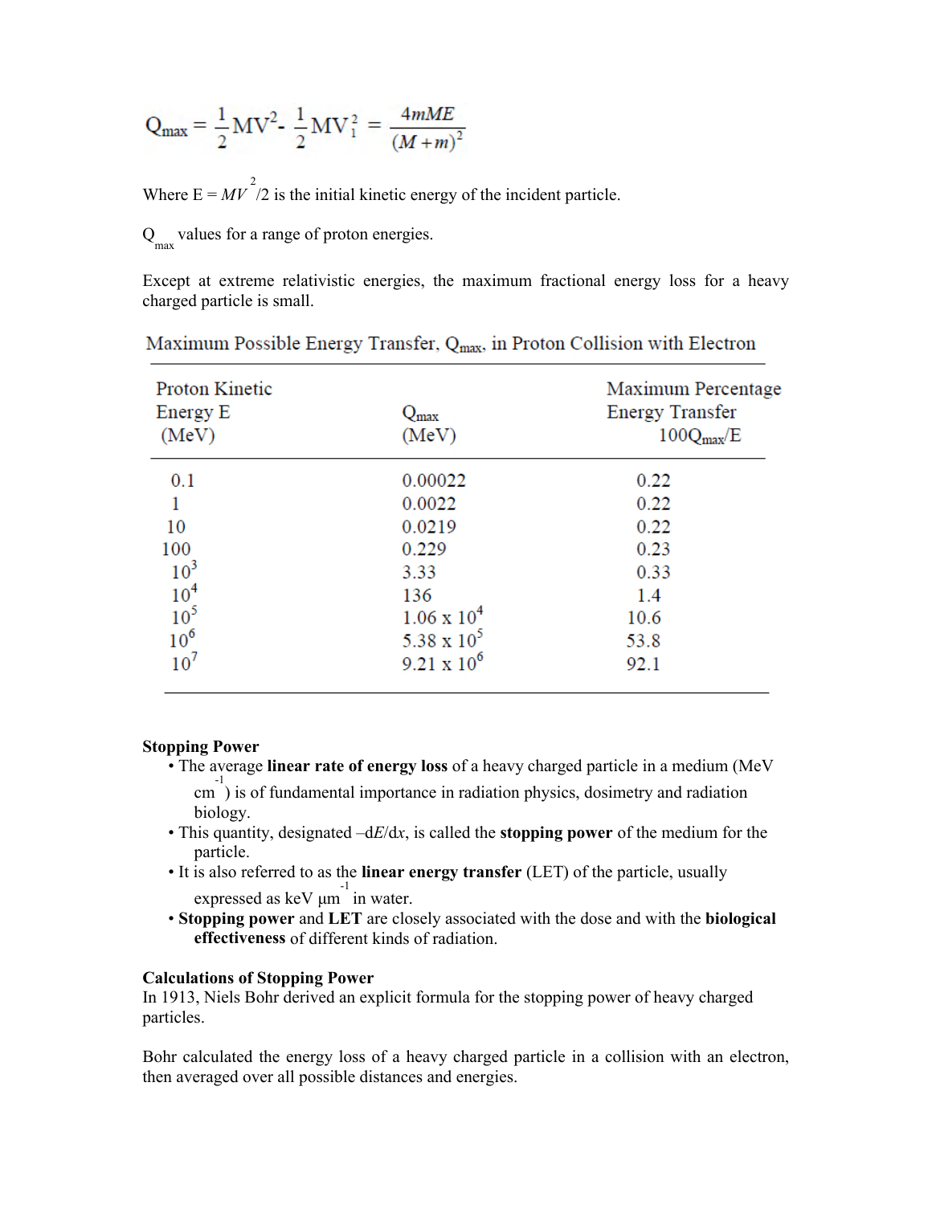$$Q_{max} = \frac{1}{2}MV^2 - \frac{1}{2}MV_1^2 = \frac{4mME}{(M+m)^2}$$

Where $E = MV^2/2$ is the initial kinetic energy of the incident particle.

$Q_{max}$ values for a range of proton energies.

Except at extreme relativistic energies, the maximum fractional energy loss for a heavy charged particle is small.

Maximum Possible Energy Transfer, $Q_{max}$, in Proton Collision with Electron

| Proton Kinetic Energy E (MeV) | $Q_{max}$ (MeV) | Maximum Percentage Energy Transfer $100Q_{max}/E$ |
|---|---|---|
| 0.1 | 0.00022 | 0.22 |
| 1 | 0.0022 | 0.22 |
| 10 | 0.0219 | 0.22 |
| 100 | 0.229 | 0.23 |
| $10^3$ | 3.33 | 0.33 |
| $10^4$ | 136 | 1.4 |
| $10^5$ | $1.06 \times 10^4$ | 10.6 |
| $10^6$ | $5.38 \times 10^5$ | 53.8 |
| $10^7$ | $9.21 \times 10^6$ | 92.1 |

**Stopping Power**

- The average **linear rate of energy loss** of a heavy charged particle in a medium (MeV $cm^{-1}$) is of fundamental importance in radiation physics, dosimetry and radiation biology.
- This quantity, designated $-dE/dx$, is called the **stopping power** of the medium for the particle.
- It is also referred to as the **linear energy transfer** (LET) of the particle, usually expressed as keV $\mu m^{-1}$ in water.
- **Stopping power** and **LET** are closely associated with the dose and with the **biological effectiveness** of different kinds of radiation.

**Calculations of Stopping Power**

In 1913, Niels Bohr derived an explicit formula for the stopping power of heavy charged particles.

Bohr calculated the energy loss of a heavy charged particle in a collision with an electron, then averaged over all possible distances and energies.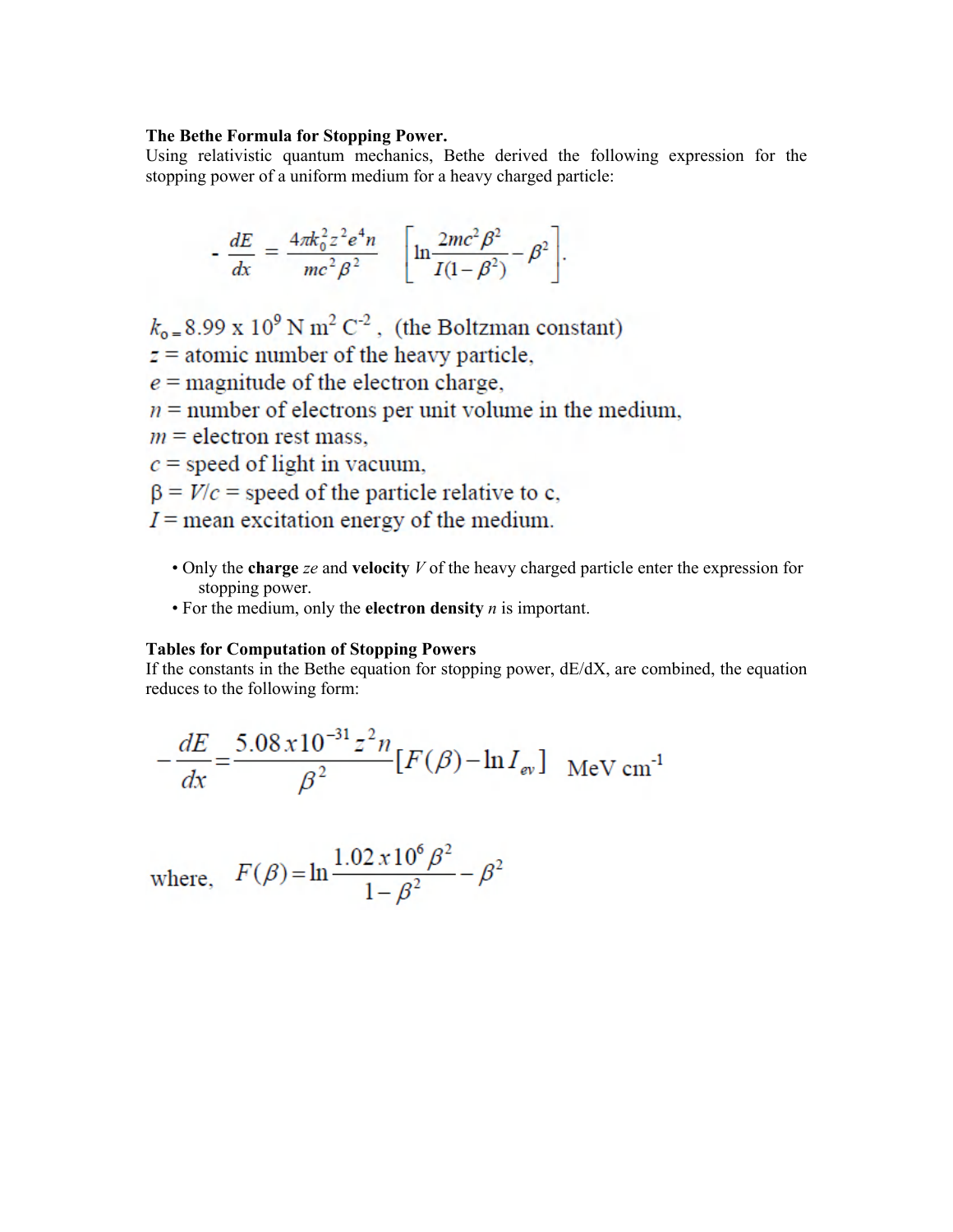**The Bethe Formula for Stopping Power.**

Using relativistic quantum mechanics, Bethe derived the following expression for the stopping power of a uniform medium for a heavy charged particle:

$$-\frac{dE}{dx} = \frac{4\pi k_0^2 z^2 e^4 n}{mc^2 \beta^2}\left[\ln\frac{2mc^2\beta^2}{I(1-\beta^2)} - \beta^2\right].$$

$k_0 = 8.99 \times 10^9$ N m$^2$ C$^{-2}$ , (the Boltzman constant)
$z$ = atomic number of the heavy particle,
$e$ = magnitude of the electron charge,
$n$ = number of electrons per unit volume in the medium,
$m$ = electron rest mass,
$c$ = speed of light in vacuum,
$\beta = V/c$ = speed of the particle relative to c,
$I$ = mean excitation energy of the medium.

- Only the **charge** $ze$ and **velocity** $V$ of the heavy charged particle enter the expression for stopping power.
- For the medium, only the **electron density** $n$ is important.

**Tables for Computation of Stopping Powers**

If the constants in the Bethe equation for stopping power, dE/dX, are combined, the equation reduces to the following form:

$$-\frac{dE}{dx} = \frac{5.08 x 10^{-31} z^2 n}{\beta^2}[F(\beta) - \ln I_{ev}] \quad \text{MeV cm}^{-1}$$

where, $$F(\beta) = \ln\frac{1.02 x 10^6 \beta^2}{1-\beta^2} - \beta^2$$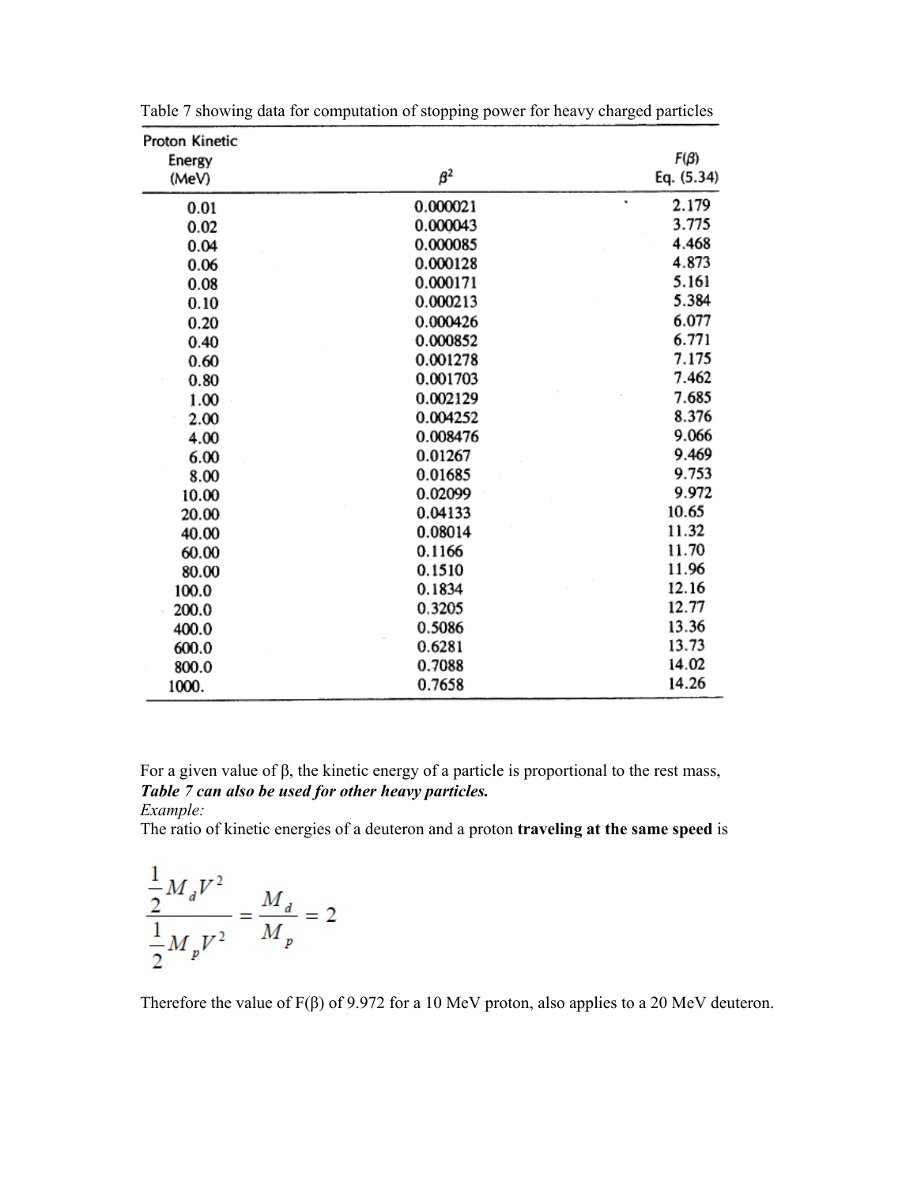Table 7 showing data for computation of stopping power for heavy charged particles

| Proton Kinetic Energy (MeV) | $\beta^2$ | $F(\beta)$ Eq. (5.34) |
|---|---|---|
| 0.01 | 0.000021 | 2.179 |
| 0.02 | 0.000043 | 3.775 |
| 0.04 | 0.000085 | 4.468 |
| 0.06 | 0.000128 | 4.873 |
| 0.08 | 0.000171 | 5.161 |
| 0.10 | 0.000213 | 5.384 |
| 0.20 | 0.000426 | 6.077 |
| 0.40 | 0.000852 | 6.771 |
| 0.60 | 0.001278 | 7.175 |
| 0.80 | 0.001703 | 7.462 |
| 1.00 | 0.002129 | 7.685 |
| 2.00 | 0.004252 | 8.376 |
| 4.00 | 0.008476 | 9.066 |
| 6.00 | 0.01267 | 9.469 |
| 8.00 | 0.01685 | 9.753 |
| 10.00 | 0.02099 | 9.972 |
| 20.00 | 0.04133 | 10.65 |
| 40.00 | 0.08014 | 11.32 |
| 60.00 | 0.1166 | 11.70 |
| 80.00 | 0.1510 | 11.96 |
| 100.0 | 0.1834 | 12.16 |
| 200.0 | 0.3205 | 12.77 |
| 400.0 | 0.5086 | 13.36 |
| 600.0 | 0.6281 | 13.73 |
| 800.0 | 0.7088 | 14.02 |
| 1000. | 0.7658 | 14.26 |

For a given value of β, the kinetic energy of a particle is proportional to the rest mass,
***Table 7 can also be used for other heavy particles.***
*Example:*
The ratio of kinetic energies of a deuteron and a proton **traveling at the same speed** is

$$\frac{\frac{1}{2}M_d V^2}{\frac{1}{2}M_p V^2} = \frac{M_d}{M_p} = 2$$

Therefore the value of F(β) of 9.972 for a 10 MeV proton, also applies to a 20 MeV deuteron.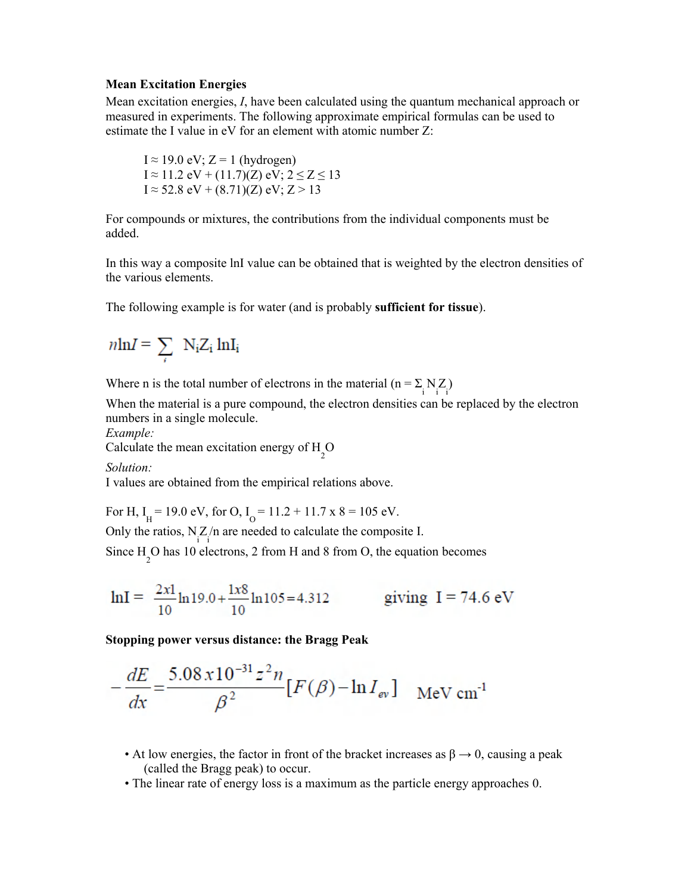**Mean Excitation Energies**

Mean excitation energies, $I$, have been calculated using the quantum mechanical approach or measured in experiments. The following approximate empirical formulas can be used to estimate the I value in eV for an element with atomic number Z:

$I \approx 19.0$ eV; $Z = 1$ (hydrogen)
$I \approx 11.2$ eV + (11.7)(Z) eV; $2 \le Z \le 13$
$I \approx 52.8$ eV + (8.71)(Z) eV; $Z > 13$

For compounds or mixtures, the contributions from the individual components must be added.

In this way a composite lnI value can be obtained that is weighted by the electron densities of the various elements.

The following example is for water (and is probably **sufficient for tissue**).

$$n \ln I = \sum_i N_i Z_i \ln I_i$$

Where n is the total number of electrons in the material ($n = \Sigma_i N_i Z_i$)
When the material is a pure compound, the electron densities can be replaced by the electron numbers in a single molecule.
*Example:*
Calculate the mean excitation energy of $H_2O$
*Solution:*
I values are obtained from the empirical relations above.

For H, $I_H = 19.0$ eV, for O, $I_O = 11.2 + 11.7 \times 8 = 105$ eV.
Only the ratios, $N_i Z_i / n$ are needed to calculate the composite I.
Since $H_2O$ has 10 electrons, 2 from H and 8 from O, the equation becomes

$$\ln I = \frac{2 x 1}{10} \ln 19.0 + \frac{1 x 8}{10} \ln 105 = 4.312 \qquad \text{giving } I = 74.6 \text{ eV}$$

**Stopping power versus distance: the Bragg Peak**

$$-\frac{dE}{dx} = \frac{5.08 x 10^{-31} z^2 n}{\beta^2} [F(\beta) - \ln I_{ev}] \quad \text{MeV cm}^{-1}$$

- At low energies, the factor in front of the bracket increases as $\beta \to 0$, causing a peak (called the Bragg peak) to occur.
- The linear rate of energy loss is a maximum as the particle energy approaches 0.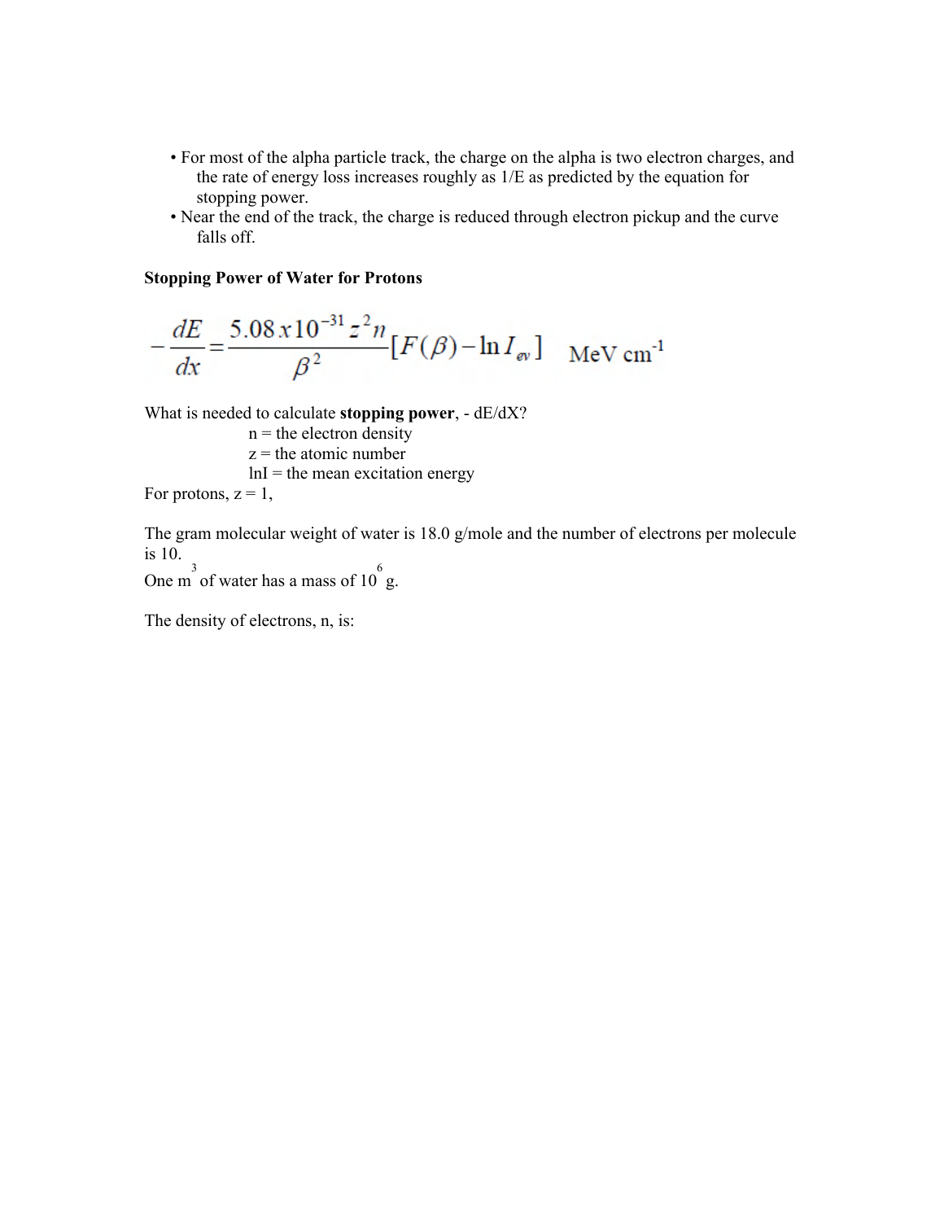- For most of the alpha particle track, the charge on the alpha is two electron charges, and the rate of energy loss increases roughly as 1/E as predicted by the equation for stopping power.
- Near the end of the track, the charge is reduced through electron pickup and the curve falls off.

**Stopping Power of Water for Protons**

$$-\frac{dE}{dx} = \frac{5.08 x 10^{-31} z^2 n}{\beta^2}[F(\beta) - \ln I_{ev}] \quad \text{MeV cm}^{-1}$$

What is needed to calculate **stopping power**, - dE/dX?

n = the electron density

z = the atomic number

lnI = the mean excitation energy

For protons, z = 1,

The gram molecular weight of water is 18.0 g/mole and the number of electrons per molecule is 10.

One $m^3$ of water has a mass of $10^6$ g.

The density of electrons, n, is: